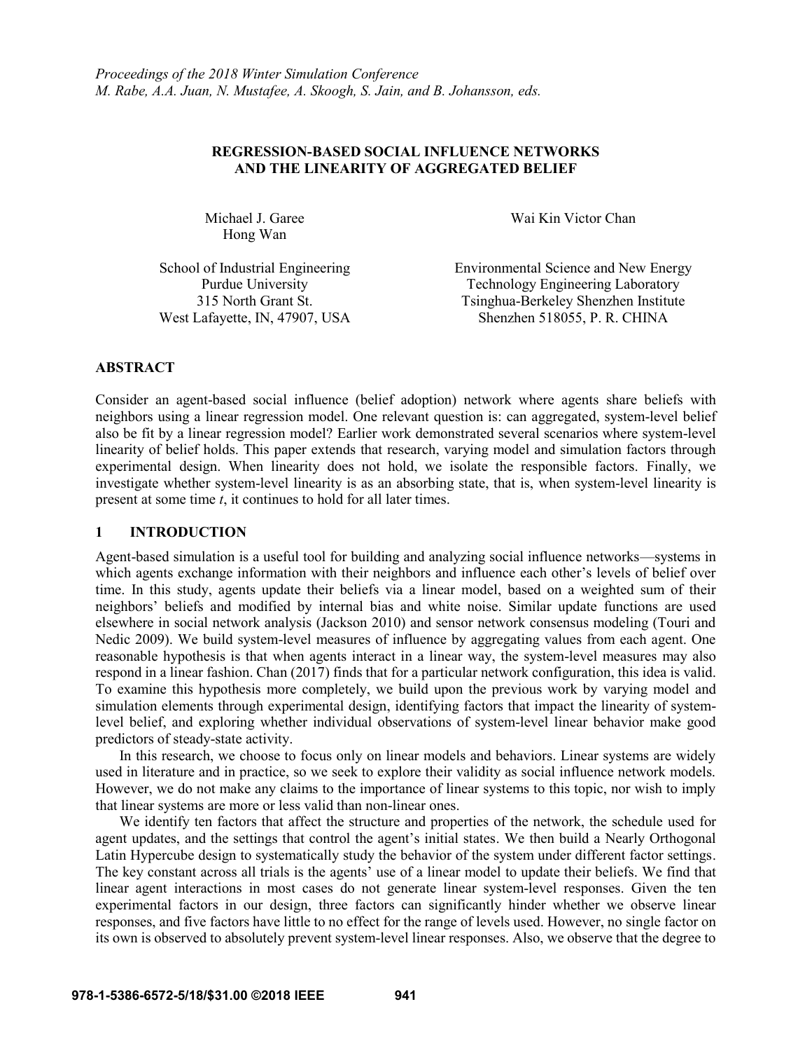*Proceedings of the 2018 Winter Simulation Conference*
*M. Rabe, A.A. Juan, N. Mustafee, A. Skoogh, S. Jain, and B. Johansson, eds.*

# REGRESSION-BASED SOCIAL INFLUENCE NETWORKS AND THE LINEARITY OF AGGREGATED BELIEF

Michael J. Garee
Hong Wan

School of Industrial Engineering
Purdue University
315 North Grant St.
West Lafayette, IN, 47907, USA

Wai Kin Victor Chan

Environmental Science and New Energy Technology Engineering Laboratory
Tsinghua-Berkeley Shenzhen Institute
Shenzhen 518055, P. R. CHINA

## ABSTRACT

Consider an agent-based social influence (belief adoption) network where agents share beliefs with neighbors using a linear regression model. One relevant question is: can aggregated, system-level belief also be fit by a linear regression model? Earlier work demonstrated several scenarios where system-level linearity of belief holds. This paper extends that research, varying model and simulation factors through experimental design. When linearity does not hold, we isolate the responsible factors. Finally, we investigate whether system-level linearity is as an absorbing state, that is, when system-level linearity is present at some time $t$, it continues to hold for all later times.

## 1 INTRODUCTION

Agent-based simulation is a useful tool for building and analyzing social influence networks—systems in which agents exchange information with their neighbors and influence each other's levels of belief over time. In this study, agents update their beliefs via a linear model, based on a weighted sum of their neighbors' beliefs and modified by internal bias and white noise. Similar update functions are used elsewhere in social network analysis (Jackson 2010) and sensor network consensus modeling (Touri and Nedic 2009). We build system-level measures of influence by aggregating values from each agent. One reasonable hypothesis is that when agents interact in a linear way, the system-level measures may also respond in a linear fashion. Chan (2017) finds that for a particular network configuration, this idea is valid. To examine this hypothesis more completely, we build upon the previous work by varying model and simulation elements through experimental design, identifying factors that impact the linearity of system-level belief, and exploring whether individual observations of system-level linear behavior make good predictors of steady-state activity.

In this research, we choose to focus only on linear models and behaviors. Linear systems are widely used in literature and in practice, so we seek to explore their validity as social influence network models. However, we do not make any claims to the importance of linear systems to this topic, nor wish to imply that linear systems are more or less valid than non-linear ones.

We identify ten factors that affect the structure and properties of the network, the schedule used for agent updates, and the settings that control the agent's initial states. We then build a Nearly Orthogonal Latin Hypercube design to systematically study the behavior of the system under different factor settings. The key constant across all trials is the agents' use of a linear model to update their beliefs. We find that linear agent interactions in most cases do not generate linear system-level responses. Given the ten experimental factors in our design, three factors can significantly hinder whether we observe linear responses, and five factors have little to no effect for the range of levels used. However, no single factor on its own is observed to absolutely prevent system-level linear responses. Also, we observe that the degree to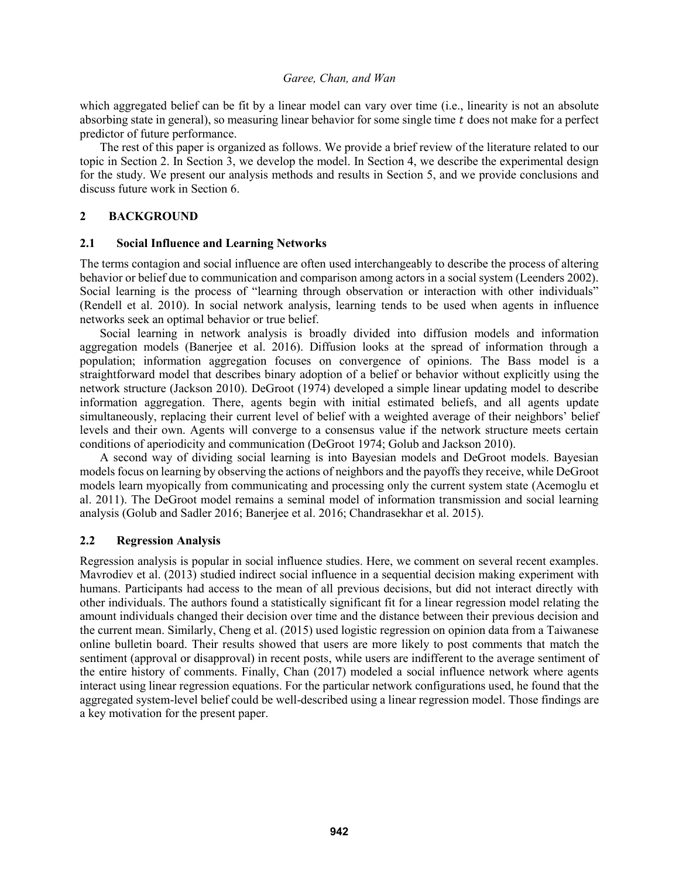which aggregated belief can be fit by a linear model can vary over time (i.e., linearity is not an absolute absorbing state in general), so measuring linear behavior for some single time $t$ does not make for a perfect predictor of future performance.

The rest of this paper is organized as follows. We provide a brief review of the literature related to our topic in Section 2. In Section 3, we develop the model. In Section 4, we describe the experimental design for the study. We present our analysis methods and results in Section 5, and we provide conclusions and discuss future work in Section 6.

## 2 BACKGROUND

### 2.1 Social Influence and Learning Networks

The terms contagion and social influence are often used interchangeably to describe the process of altering behavior or belief due to communication and comparison among actors in a social system (Leenders 2002). Social learning is the process of "learning through observation or interaction with other individuals" (Rendell et al. 2010). In social network analysis, learning tends to be used when agents in influence networks seek an optimal behavior or true belief.

Social learning in network analysis is broadly divided into diffusion models and information aggregation models (Banerjee et al. 2016). Diffusion looks at the spread of information through a population; information aggregation focuses on convergence of opinions. The Bass model is a straightforward model that describes binary adoption of a belief or behavior without explicitly using the network structure (Jackson 2010). DeGroot (1974) developed a simple linear updating model to describe information aggregation. There, agents begin with initial estimated beliefs, and all agents update simultaneously, replacing their current level of belief with a weighted average of their neighbors' belief levels and their own. Agents will converge to a consensus value if the network structure meets certain conditions of aperiodicity and communication (DeGroot 1974; Golub and Jackson 2010).

A second way of dividing social learning is into Bayesian models and DeGroot models. Bayesian models focus on learning by observing the actions of neighbors and the payoffs they receive, while DeGroot models learn myopically from communicating and processing only the current system state (Acemoglu et al. 2011). The DeGroot model remains a seminal model of information transmission and social learning analysis (Golub and Sadler 2016; Banerjee et al. 2016; Chandrasekhar et al. 2015).

### 2.2 Regression Analysis

Regression analysis is popular in social influence studies. Here, we comment on several recent examples. Mavrodiev et al. (2013) studied indirect social influence in a sequential decision making experiment with humans. Participants had access to the mean of all previous decisions, but did not interact directly with other individuals. The authors found a statistically significant fit for a linear regression model relating the amount individuals changed their decision over time and the distance between their previous decision and the current mean. Similarly, Cheng et al. (2015) used logistic regression on opinion data from a Taiwanese online bulletin board. Their results showed that users are more likely to post comments that match the sentiment (approval or disapproval) in recent posts, while users are indifferent to the average sentiment of the entire history of comments. Finally, Chan (2017) modeled a social influence network where agents interact using linear regression equations. For the particular network configurations used, he found that the aggregated system-level belief could be well-described using a linear regression model. Those findings are a key motivation for the present paper.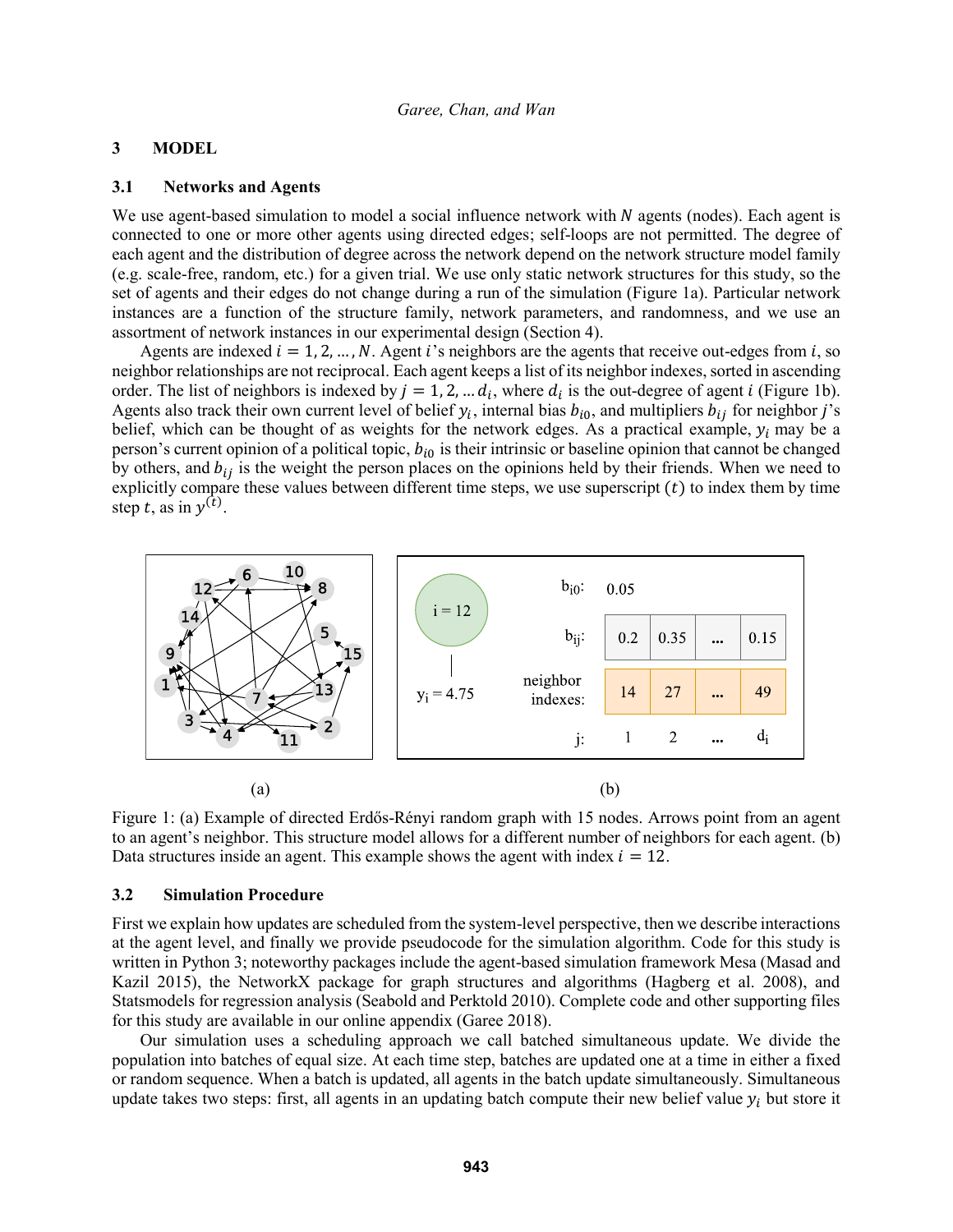## 3 MODEL

### 3.1 Networks and Agents

We use agent-based simulation to model a social influence network with $N$ agents (nodes). Each agent is connected to one or more other agents using directed edges; self-loops are not permitted. The degree of each agent and the distribution of degree across the network depend on the network structure model family (e.g. scale-free, random, etc.) for a given trial. We use only static network structures for this study, so the set of agents and their edges do not change during a run of the simulation (Figure 1a). Particular network instances are a function of the structure family, network parameters, and randomness, and we use an assortment of network instances in our experimental design (Section 4).

Agents are indexed $i = 1, 2, \ldots, N$. Agent $i$'s neighbors are the agents that receive out-edges from $i$, so neighbor relationships are not reciprocal. Each agent keeps a list of its neighbor indexes, sorted in ascending order. The list of neighbors is indexed by $j = 1, 2, \ldots d_i$, where $d_i$ is the out-degree of agent $i$ (Figure 1b). Agents also track their own current level of belief $y_i$, internal bias $b_{i0}$, and multipliers $b_{ij}$ for neighbor $j$'s belief, which can be thought of as weights for the network edges. As a practical example, $y_i$ may be a person's current opinion of a political topic, $b_{i0}$ is their intrinsic or baseline opinion that cannot be changed by others, and $b_{ij}$ is the weight the person places on the opinions held by their friends. When we need to explicitly compare these values between different time steps, we use superscript $(t)$ to index them by time step $t$, as in $y^{(t)}$.

Figure 1: (a) Example of directed Erdős-Rényi random graph with 15 nodes. Arrows point from an agent to an agent's neighbor. This structure model allows for a different number of neighbors for each agent. (b) Data structures inside an agent. This example shows the agent with index $i = 12$.

### 3.2 Simulation Procedure

First we explain how updates are scheduled from the system-level perspective, then we describe interactions at the agent level, and finally we provide pseudocode for the simulation algorithm. Code for this study is written in Python 3; noteworthy packages include the agent-based simulation framework Mesa (Masad and Kazil 2015), the NetworkX package for graph structures and algorithms (Hagberg et al. 2008), and Statsmodels for regression analysis (Seabold and Perktold 2010). Complete code and other supporting files for this study are available in our online appendix (Garee 2018).

Our simulation uses a scheduling approach we call batched simultaneous update. We divide the population into batches of equal size. At each time step, batches are updated one at a time in either a fixed or random sequence. When a batch is updated, all agents in the batch update simultaneously. Simultaneous update takes two steps: first, all agents in an updating batch compute their new belief value $y_i$ but store it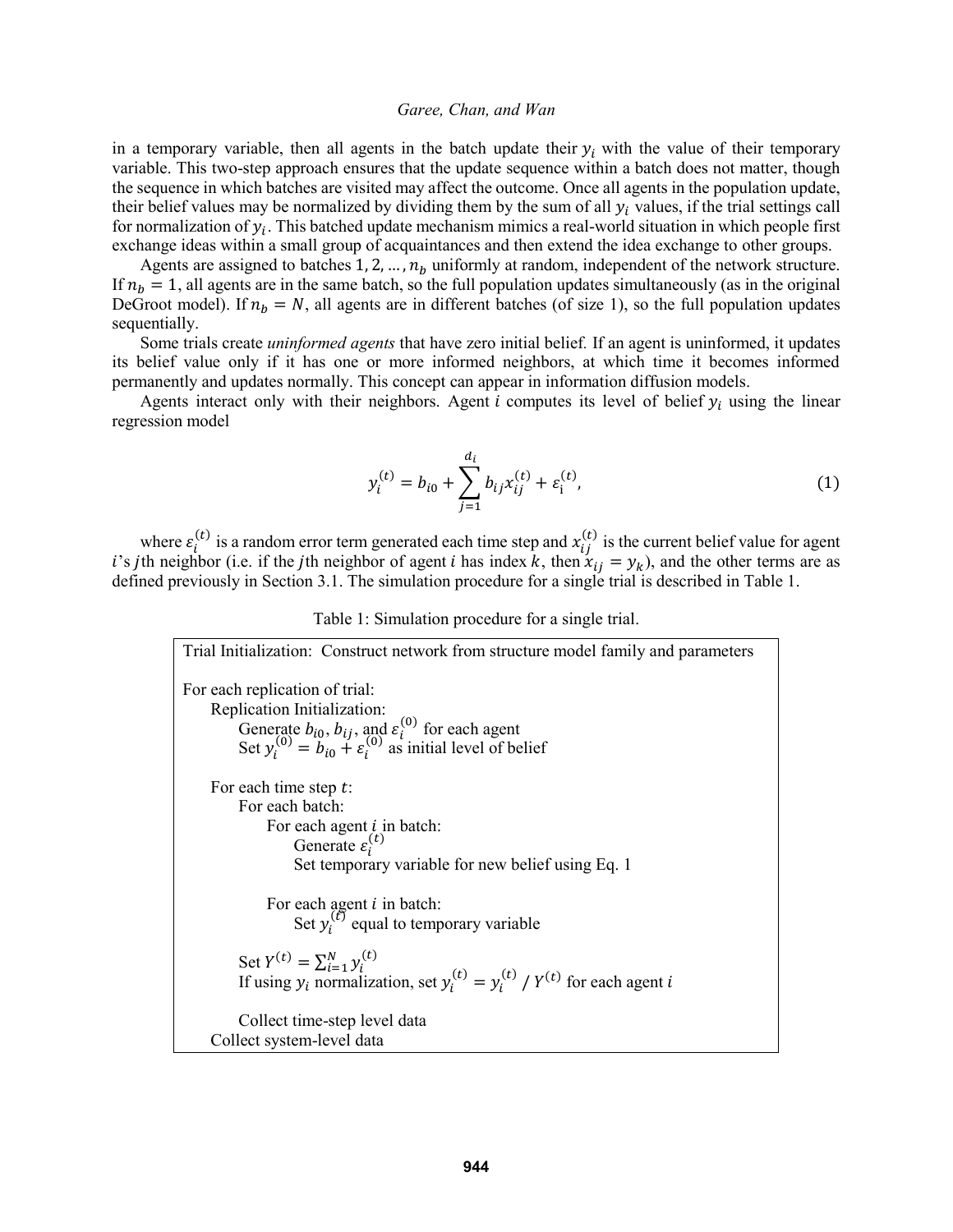in a temporary variable, then all agents in the batch update their $y_i$ with the value of their temporary variable. This two-step approach ensures that the update sequence within a batch does not matter, though the sequence in which batches are visited may affect the outcome. Once all agents in the population update, their belief values may be normalized by dividing them by the sum of all $y_i$ values, if the trial settings call for normalization of $y_i$. This batched update mechanism mimics a real-world situation in which people first exchange ideas within a small group of acquaintances and then extend the idea exchange to other groups.

Agents are assigned to batches $1, 2, \ldots, n_b$ uniformly at random, independent of the network structure. If $n_b = 1$, all agents are in the same batch, so the full population updates simultaneously (as in the original DeGroot model). If $n_b = N$, all agents are in different batches (of size 1), so the full population updates sequentially.

Some trials create *uninformed agents* that have zero initial belief. If an agent is uninformed, it updates its belief value only if it has one or more informed neighbors, at which time it becomes informed permanently and updates normally. This concept can appear in information diffusion models.

Agents interact only with their neighbors. Agent $i$ computes its level of belief $y_i$ using the linear regression model

$$y_i^{(t)} = b_{i0} + \sum_{j=1}^{d_i} b_{ij} x_{ij}^{(t)} + \varepsilon_i^{(t)}, \tag{1}$$

where $\varepsilon_i^{(t)}$ is a random error term generated each time step and $x_{ij}^{(t)}$ is the current belief value for agent $i$'s $j$th neighbor (i.e. if the $j$th neighbor of agent $i$ has index $k$, then $x_{ij} = y_k$), and the other terms are as defined previously in Section 3.1. The simulation procedure for a single trial is described in Table 1.

Table 1: Simulation procedure for a single trial.

```
Trial Initialization: Construct network from structure model family and parameters

For each replication of trial:
    Replication Initialization:
        Generate b_i0, b_ij, and ε_i^(0) for each agent
        Set y_i^(0) = b_i0 + ε_i^(0) as initial level of belief

    For each time step t:
        For each batch:
            For each agent i in batch:
                Generate ε_i^(t)
                Set temporary variable for new belief using Eq. 1

            For each agent i in batch:
                Set y_i^(t) equal to temporary variable

        Set Y^(t) = Σ_{i=1}^N y_i^(t)
        If using y_i normalization, set y_i^(t) = y_i^(t) / Y^(t) for each agent i

        Collect time-step level data
    Collect system-level data
```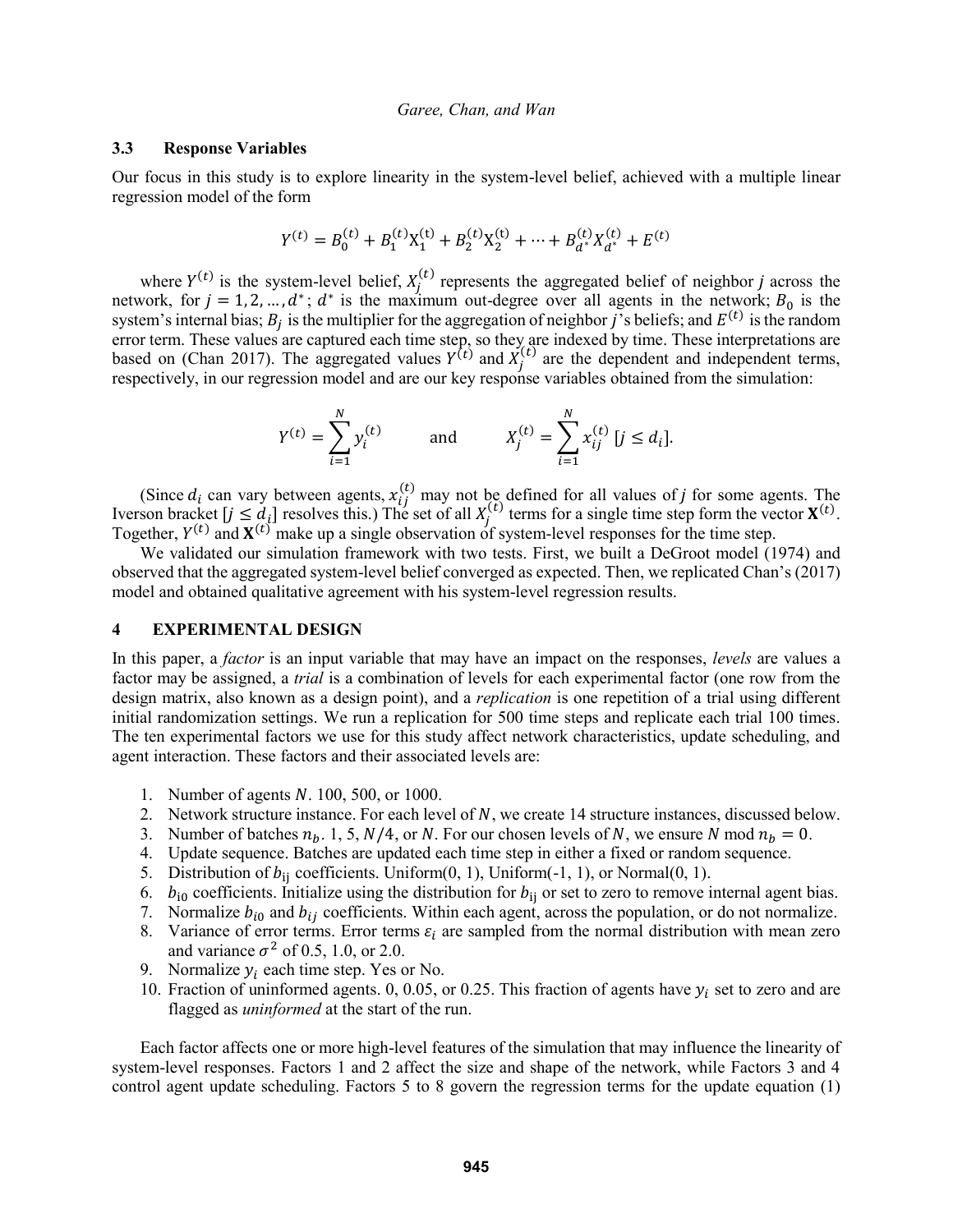### 3.3 Response Variables

Our focus in this study is to explore linearity in the system-level belief, achieved with a multiple linear regression model of the form

$$Y^{(t)} = B_0^{(t)} + B_1^{(t)} X_1^{(t)} + B_2^{(t)} X_2^{(t)} + \cdots + B_{d^*}^{(t)} X_{d^*}^{(t)} + E^{(t)}$$

where $Y^{(t)}$ is the system-level belief, $X_j^{(t)}$ represents the aggregated belief of neighbor $j$ across the network, for $j = 1, 2, \ldots, d^*$; $d^*$ is the maximum out-degree over all agents in the network; $B_0$ is the system's internal bias; $B_j$ is the multiplier for the aggregation of neighbor $j$'s beliefs; and $E^{(t)}$ is the random error term. These values are captured each time step, so they are indexed by time. These interpretations are based on (Chan 2017). The aggregated values $Y^{(t)}$ and $X_j^{(t)}$ are the dependent and independent terms, respectively, in our regression model and are our key response variables obtained from the simulation:

$$Y^{(t)} = \sum_{i=1}^{N} y_i^{(t)} \qquad \text{and} \qquad X_j^{(t)} = \sum_{i=1}^{N} x_{ij}^{(t)} \, [j \leq d_i].$$

(Since $d_i$ can vary between agents, $x_{ij}^{(t)}$ may not be defined for all values of $j$ for some agents. The Iverson bracket $[j \leq d_i]$ resolves this.) The set of all $X_j^{(t)}$ terms for a single time step form the vector $\mathbf{X}^{(t)}$. Together, $Y^{(t)}$ and $\mathbf{X}^{(t)}$ make up a single observation of system-level responses for the time step.

We validated our simulation framework with two tests. First, we built a DeGroot model (1974) and observed that the aggregated system-level belief converged as expected. Then, we replicated Chan's (2017) model and obtained qualitative agreement with his system-level regression results.

## 4 EXPERIMENTAL DESIGN

In this paper, a *factor* is an input variable that may have an impact on the responses, *levels* are values a factor may be assigned, a *trial* is a combination of levels for each experimental factor (one row from the design matrix, also known as a design point), and a *replication* is one repetition of a trial using different initial randomization settings. We run a replication for 500 time steps and replicate each trial 100 times. The ten experimental factors we use for this study affect network characteristics, update scheduling, and agent interaction. These factors and their associated levels are:

1. Number of agents $N$. 100, 500, or 1000.
2. Network structure instance. For each level of $N$, we create 14 structure instances, discussed below.
3. Number of batches $n_b$. 1, 5, $N/4$, or $N$. For our chosen levels of $N$, we ensure $N \bmod n_b = 0$.
4. Update sequence. Batches are updated each time step in either a fixed or random sequence.
5. Distribution of $b_{ij}$ coefficients. Uniform(0, 1), Uniform(-1, 1), or Normal(0, 1).
6. $b_{i0}$ coefficients. Initialize using the distribution for $b_{ij}$ or set to zero to remove internal agent bias.
7. Normalize $b_{i0}$ and $b_{ij}$ coefficients. Within each agent, across the population, or do not normalize.
8. Variance of error terms. Error terms $\varepsilon_i$ are sampled from the normal distribution with mean zero and variance $\sigma^2$ of 0.5, 1.0, or 2.0.
9. Normalize $y_i$ each time step. Yes or No.
10. Fraction of uninformed agents. 0, 0.05, or 0.25. This fraction of agents have $y_i$ set to zero and are flagged as *uninformed* at the start of the run.

Each factor affects one or more high-level features of the simulation that may influence the linearity of system-level responses. Factors 1 and 2 affect the size and shape of the network, while Factors 3 and 4 control agent update scheduling. Factors 5 to 8 govern the regression terms for the update equation (1)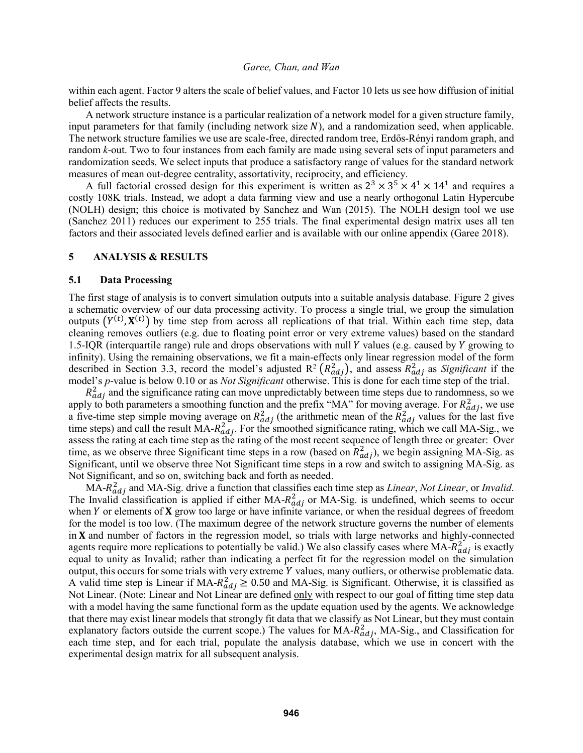within each agent. Factor 9 alters the scale of belief values, and Factor 10 lets us see how diffusion of initial belief affects the results.

A network structure instance is a particular realization of a network model for a given structure family, input parameters for that family (including network size $N$), and a randomization seed, when applicable. The network structure families we use are scale-free, directed random tree, Erdős-Rényi random graph, and random *k*-out. Two to four instances from each family are made using several sets of input parameters and randomization seeds. We select inputs that produce a satisfactory range of values for the standard network measures of mean out-degree centrality, assortativity, reciprocity, and efficiency.

A full factorial crossed design for this experiment is written as $2^3 \times 3^5 \times 4^1 \times 14^1$ and requires a costly 108K trials. Instead, we adopt a data farming view and use a nearly orthogonal Latin Hypercube (NOLH) design; this choice is motivated by Sanchez and Wan (2015). The NOLH design tool we use (Sanchez 2011) reduces our experiment to 255 trials. The final experimental design matrix uses all ten factors and their associated levels defined earlier and is available with our online appendix (Garee 2018).

## 5 ANALYSIS & RESULTS

### 5.1 Data Processing

The first stage of analysis is to convert simulation outputs into a suitable analysis database. Figure 2 gives a schematic overview of our data processing activity. To process a single trial, we group the simulation outputs $\left(Y^{(t)}, \mathbf{X}^{(t)}\right)$ by time step from across all replications of that trial. Within each time step, data cleaning removes outliers (e.g. due to floating point error or very extreme values) based on the standard 1.5-IQR (interquartile range) rule and drops observations with null $Y$ values (e.g. caused by $Y$ growing to infinity). Using the remaining observations, we fit a main-effects only linear regression model of the form described in Section 3.3, record the model's adjusted $R^2$ $\left(R^2_{adj}\right)$, and assess $R^2_{adj}$ as *Significant* if the model's *p*-value is below 0.10 or as *Not Significant* otherwise. This is done for each time step of the trial.

$R^2_{adj}$ and the significance rating can move unpredictably between time steps due to randomness, so we apply to both parameters a smoothing function and the prefix "MA" for moving average. For $R^2_{adj}$, we use a five-time step simple moving average on $R^2_{adj}$ (the arithmetic mean of the $R^2_{adj}$ values for the last five time steps) and call the result MA-$R^2_{adj}$. For the smoothed significance rating, which we call MA-Sig., we assess the rating at each time step as the rating of the most recent sequence of length three or greater: Over time, as we observe three Significant time steps in a row (based on $R^2_{adj}$), we begin assigning MA-Sig. as Significant, until we observe three Not Significant time steps in a row and switch to assigning MA-Sig. as Not Significant, and so on, switching back and forth as needed.

MA-$R^2_{adj}$ and MA-Sig. drive a function that classifies each time step as *Linear*, *Not Linear*, or *Invalid*. The Invalid classification is applied if either MA-$R^2_{adj}$ or MA-Sig. is undefined, which seems to occur when $Y$ or elements of $\mathbf{X}$ grow too large or have infinite variance, or when the residual degrees of freedom for the model is too low. (The maximum degree of the network structure governs the number of elements in $\mathbf{X}$ and number of factors in the regression model, so trials with large networks and highly-connected agents require more replications to potentially be valid.) We also classify cases where MA-$R^2_{adj}$ is exactly equal to unity as Invalid; rather than indicating a perfect fit for the regression model on the simulation output, this occurs for some trials with very extreme $Y$ values, many outliers, or otherwise problematic data. A valid time step is Linear if MA-$R^2_{adj} \geq 0.50$ and MA-Sig. is Significant. Otherwise, it is classified as Not Linear. (Note: Linear and Not Linear are defined only with respect to our goal of fitting time step data with a model having the same functional form as the update equation used by the agents. We acknowledge that there may exist linear models that strongly fit data that we classify as Not Linear, but they must contain explanatory factors outside the current scope.) The values for MA-$R^2_{adj}$, MA-Sig., and Classification for each time step, and for each trial, populate the analysis database, which we use in concert with the experimental design matrix for all subsequent analysis.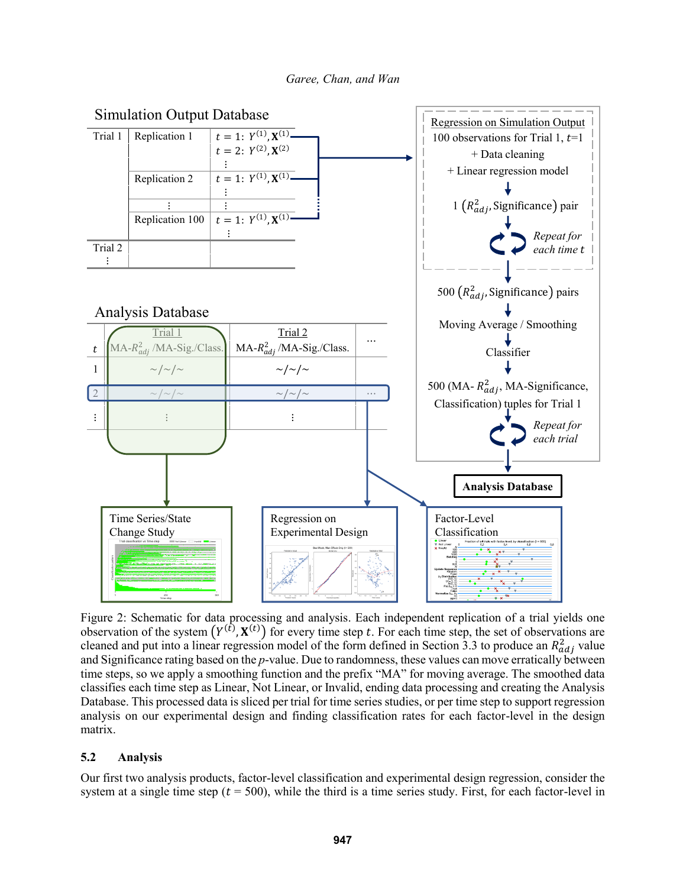Figure 2: Schematic for data processing and analysis. Each independent replication of a trial yields one observation of the system $(Y^{(t)}, \mathbf{X}^{(t)})$ for every time step $t$. For each time step, the set of observations are cleaned and put into a linear regression model of the form defined in Section 3.3 to produce an $R^2_{adj}$ value and Significance rating based on the $p$-value. Due to randomness, these values can move erratically between time steps, so we apply a smoothing function and the prefix "MA" for moving average. The smoothed data classifies each time step as Linear, Not Linear, or Invalid, ending data processing and creating the Analysis Database. This processed data is sliced per trial for time series studies, or per time step to support regression analysis on our experimental design and finding classification rates for each factor-level in the design matrix.

### 5.2 Analysis

Our first two analysis products, factor-level classification and experimental design regression, consider the system at a single time step ($t$ = 500), while the third is a time series study. First, for each factor-level in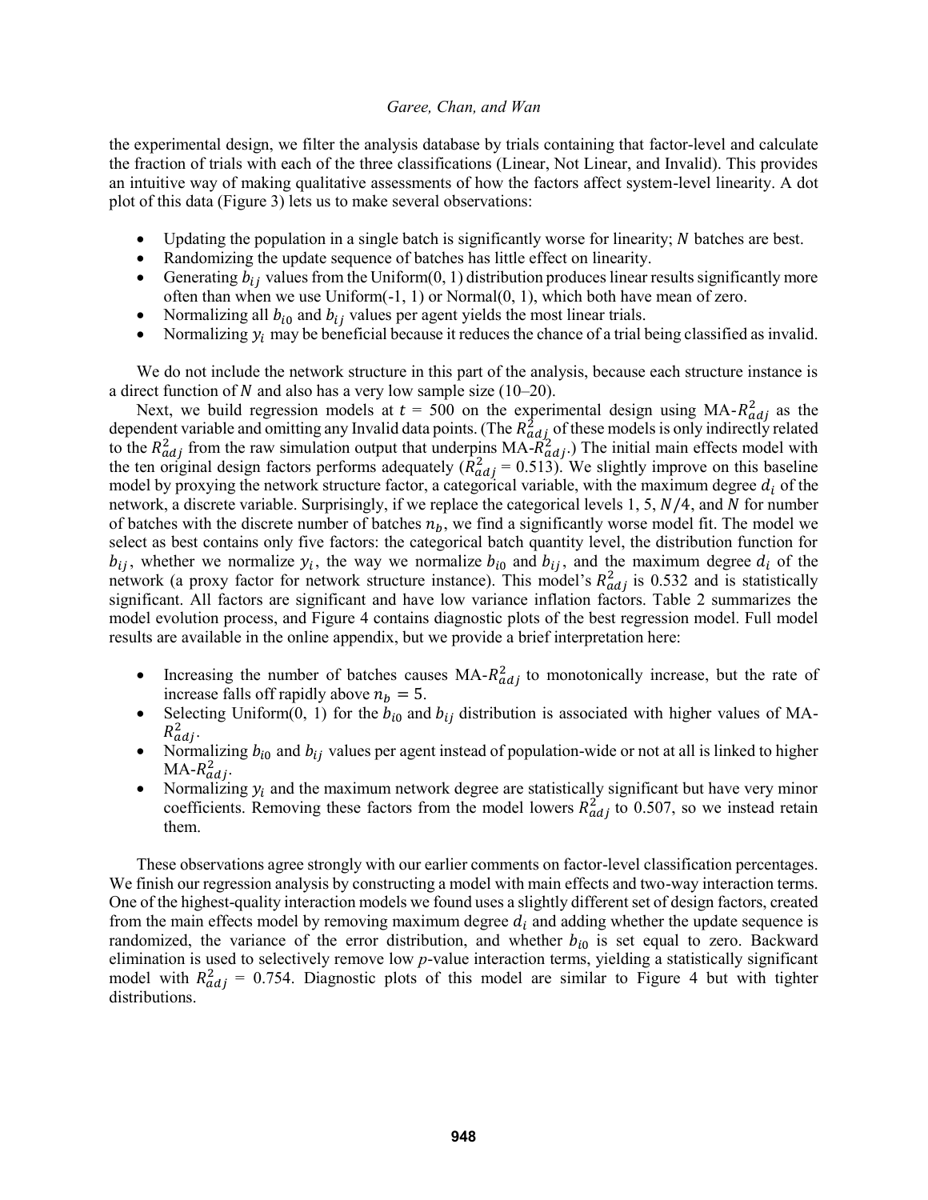the experimental design, we filter the analysis database by trials containing that factor-level and calculate the fraction of trials with each of the three classifications (Linear, Not Linear, and Invalid). This provides an intuitive way of making qualitative assessments of how the factors affect system-level linearity. A dot plot of this data (Figure 3) lets us to make several observations:

- Updating the population in a single batch is significantly worse for linearity; $N$ batches are best.
- Randomizing the update sequence of batches has little effect on linearity.
- Generating $b_{ij}$ values from the Uniform(0, 1) distribution produces linear results significantly more often than when we use Uniform(-1, 1) or Normal(0, 1), which both have mean of zero.
- Normalizing all $b_{i0}$ and $b_{ij}$ values per agent yields the most linear trials.
- Normalizing $y_i$ may be beneficial because it reduces the chance of a trial being classified as invalid.

We do not include the network structure in this part of the analysis, because each structure instance is a direct function of $N$ and also has a very low sample size (10–20).

Next, we build regression models at $t$ = 500 on the experimental design using MA-$R^2_{adj}$ as the dependent variable and omitting any Invalid data points. (The $R^2_{adj}$ of these models is only indirectly related to the $R^2_{adj}$ from the raw simulation output that underpins MA-$R^2_{adj}$.) The initial main effects model with the ten original design factors performs adequately ($R^2_{adj}$ = 0.513). We slightly improve on this baseline model by proxying the network structure factor, a categorical variable, with the maximum degree $d_i$ of the network, a discrete variable. Surprisingly, if we replace the categorical levels 1, 5, $N/4$, and $N$ for number of batches with the discrete number of batches $n_b$, we find a significantly worse model fit. The model we select as best contains only five factors: the categorical batch quantity level, the distribution function for $b_{ij}$, whether we normalize $y_i$, the way we normalize $b_{i0}$ and $b_{ij}$, and the maximum degree $d_i$ of the network (a proxy factor for network structure instance). This model's $R^2_{adj}$ is 0.532 and is statistically significant. All factors are significant and have low variance inflation factors. Table 2 summarizes the model evolution process, and Figure 4 contains diagnostic plots of the best regression model. Full model results are available in the online appendix, but we provide a brief interpretation here:

- Increasing the number of batches causes MA-$R^2_{adj}$ to monotonically increase, but the rate of increase falls off rapidly above $n_b = 5$.
- Selecting Uniform(0, 1) for the $b_{i0}$ and $b_{ij}$ distribution is associated with higher values of MA-$R^2_{adj}$.
- Normalizing $b_{i0}$ and $b_{ij}$ values per agent instead of population-wide or not at all is linked to higher MA-$R^2_{adj}$.
- Normalizing $y_i$ and the maximum network degree are statistically significant but have very minor coefficients. Removing these factors from the model lowers $R^2_{adj}$ to 0.507, so we instead retain them.

These observations agree strongly with our earlier comments on factor-level classification percentages. We finish our regression analysis by constructing a model with main effects and two-way interaction terms. One of the highest-quality interaction models we found uses a slightly different set of design factors, created from the main effects model by removing maximum degree $d_i$ and adding whether the update sequence is randomized, the variance of the error distribution, and whether $b_{i0}$ is set equal to zero. Backward elimination is used to selectively remove low $p$-value interaction terms, yielding a statistically significant model with $R^2_{adj}$ = 0.754. Diagnostic plots of this model are similar to Figure 4 but with tighter distributions.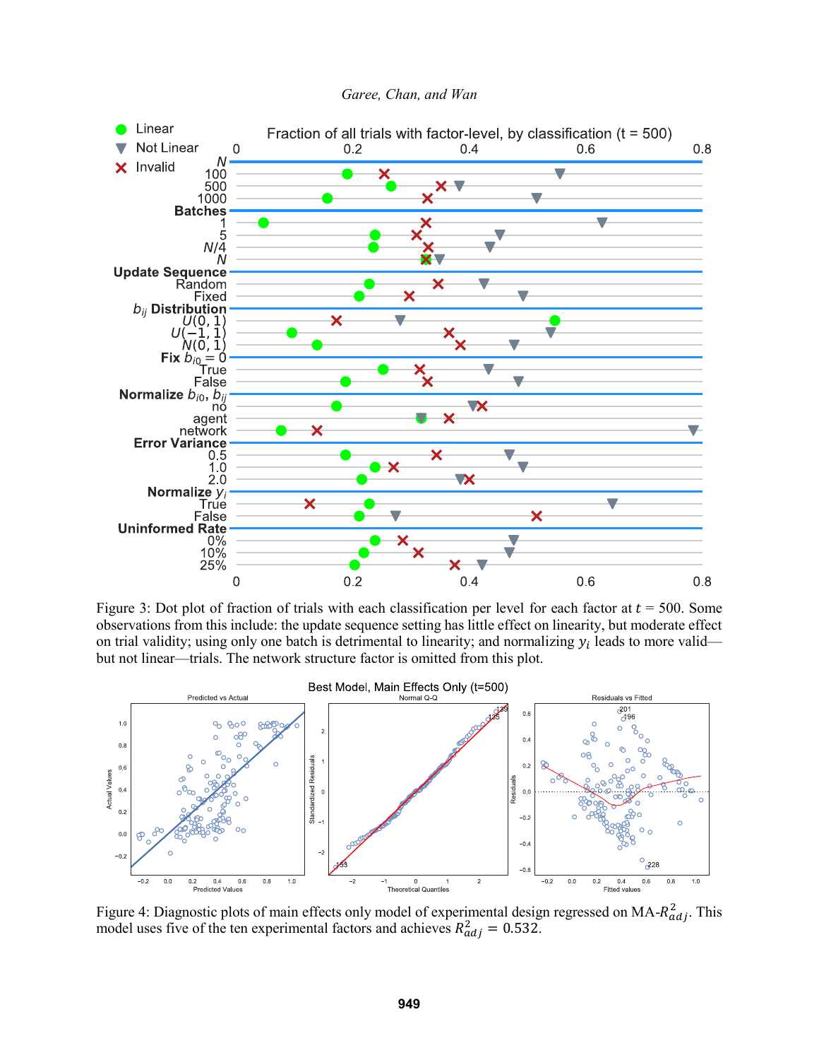Figure 3: Dot plot of fraction of trials with each classification per level for each factor at $t$ = 500. Some observations from this include: the update sequence setting has little effect on linearity, but moderate effect on trial validity; using only one batch is detrimental to linearity; and normalizing $y_i$ leads to more valid—but not linear—trials. The network structure factor is omitted from this plot.

Figure 4: Diagnostic plots of main effects only model of experimental design regressed on MA-$R^2_{adj}$. This model uses five of the ten experimental factors and achieves $R^2_{adj} = 0.532$.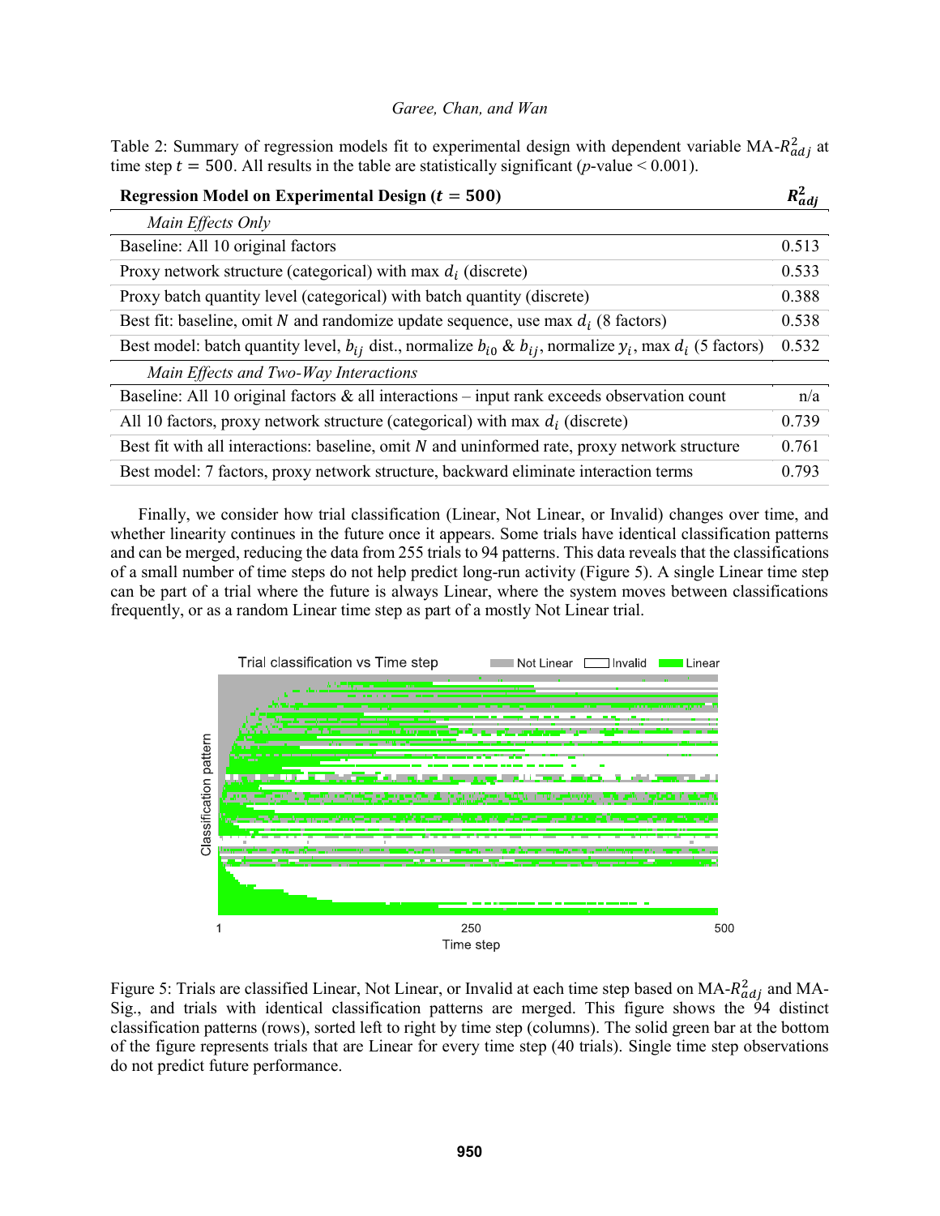Table 2: Summary of regression models fit to experimental design with dependent variable MA-$R^2_{adj}$ at time step $t = 500$. All results in the table are statistically significant ($p$-value < 0.001).

| Regression Model on Experimental Design ($t = 500$) | $R^2_{adj}$ |
|---|---|
| *Main Effects Only* | |
| Baseline: All 10 original factors | 0.513 |
| Proxy network structure (categorical) with max $d_i$ (discrete) | 0.533 |
| Proxy batch quantity level (categorical) with batch quantity (discrete) | 0.388 |
| Best fit: baseline, omit $N$ and randomize update sequence, use max $d_i$ (8 factors) | 0.538 |
| Best model: batch quantity level, $b_{ij}$ dist., normalize $b_{i0}$ & $b_{ij}$, normalize $y_i$, max $d_i$ (5 factors) | 0.532 |
| *Main Effects and Two-Way Interactions* | |
| Baseline: All 10 original factors & all interactions – input rank exceeds observation count | n/a |
| All 10 factors, proxy network structure (categorical) with max $d_i$ (discrete) | 0.739 |
| Best fit with all interactions: baseline, omit $N$ and uninformed rate, proxy network structure | 0.761 |
| Best model: 7 factors, proxy network structure, backward eliminate interaction terms | 0.793 |

Finally, we consider how trial classification (Linear, Not Linear, or Invalid) changes over time, and whether linearity continues in the future once it appears. Some trials have identical classification patterns and can be merged, reducing the data from 255 trials to 94 patterns. This data reveals that the classifications of a small number of time steps do not help predict long-run activity (Figure 5). A single Linear time step can be part of a trial where the future is always Linear, where the system moves between classifications frequently, or as a random Linear time step as part of a mostly Not Linear trial.

Figure 5: Trials are classified Linear, Not Linear, or Invalid at each time step based on MA-$R^2_{adj}$ and MA-Sig., and trials with identical classification patterns are merged. This figure shows the 94 distinct classification patterns (rows), sorted left to right by time step (columns). The solid green bar at the bottom of the figure represents trials that are Linear for every time step (40 trials). Single time step observations do not predict future performance.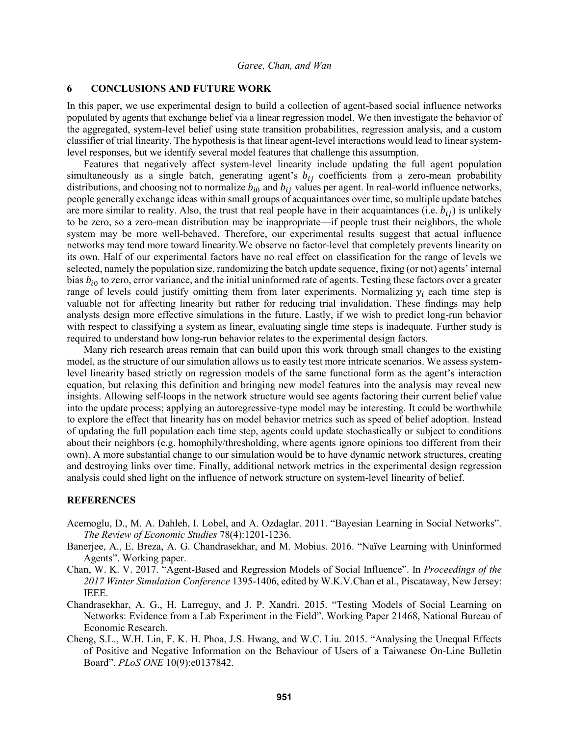## 6 CONCLUSIONS AND FUTURE WORK

In this paper, we use experimental design to build a collection of agent-based social influence networks populated by agents that exchange belief via a linear regression model. We then investigate the behavior of the aggregated, system-level belief using state transition probabilities, regression analysis, and a custom classifier of trial linearity. The hypothesis is that linear agent-level interactions would lead to linear system-level responses, but we identify several model features that challenge this assumption.

Features that negatively affect system-level linearity include updating the full agent population simultaneously as a single batch, generating agent's $b_{ij}$ coefficients from a zero-mean probability distributions, and choosing not to normalize $b_{i0}$ and $b_{ij}$ values per agent. In real-world influence networks, people generally exchange ideas within small groups of acquaintances over time, so multiple update batches are more similar to reality. Also, the trust that real people have in their acquaintances (i.e. $b_{ij}$) is unlikely to be zero, so a zero-mean distribution may be inappropriate—if people trust their neighbors, the whole system may be more well-behaved. Therefore, our experimental results suggest that actual influence networks may tend more toward linearity.We observe no factor-level that completely prevents linearity on its own. Half of our experimental factors have no real effect on classification for the range of levels we selected, namely the population size, randomizing the batch update sequence, fixing (or not) agents' internal bias $b_{i0}$ to zero, error variance, and the initial uninformed rate of agents. Testing these factors over a greater range of levels could justify omitting them from later experiments. Normalizing $y_i$ each time step is valuable not for affecting linearity but rather for reducing trial invalidation. These findings may help analysts design more effective simulations in the future. Lastly, if we wish to predict long-run behavior with respect to classifying a system as linear, evaluating single time steps is inadequate. Further study is required to understand how long-run behavior relates to the experimental design factors.

Many rich research areas remain that can build upon this work through small changes to the existing model, as the structure of our simulation allows us to easily test more intricate scenarios. We assess system-level linearity based strictly on regression models of the same functional form as the agent's interaction equation, but relaxing this definition and bringing new model features into the analysis may reveal new insights. Allowing self-loops in the network structure would see agents factoring their current belief value into the update process; applying an autoregressive-type model may be interesting. It could be worthwhile to explore the effect that linearity has on model behavior metrics such as speed of belief adoption. Instead of updating the full population each time step, agents could update stochastically or subject to conditions about their neighbors (e.g. homophily/thresholding, where agents ignore opinions too different from their own). A more substantial change to our simulation would be to have dynamic network structures, creating and destroying links over time. Finally, additional network metrics in the experimental design regression analysis could shed light on the influence of network structure on system-level linearity of belief.

## REFERENCES

Acemoglu, D., M. A. Dahleh, I. Lobel, and A. Ozdaglar. 2011. "Bayesian Learning in Social Networks". *The Review of Economic Studies* 78(4):1201-1236.

Banerjee, A., E. Breza, A. G. Chandrasekhar, and M. Mobius. 2016. "Naïve Learning with Uninformed Agents". Working paper.

Chan, W. K. V. 2017. "Agent-Based and Regression Models of Social Influence". In *Proceedings of the 2017 Winter Simulation Conference* 1395-1406, edited by W.K.V.Chan et al., Piscataway, New Jersey: IEEE.

Chandrasekhar, A. G., H. Larreguy, and J. P. Xandri. 2015. "Testing Models of Social Learning on Networks: Evidence from a Lab Experiment in the Field". Working Paper 21468, National Bureau of Economic Research.

Cheng, S.L., W.H. Lin, F. K. H. Phoa, J.S. Hwang, and W.C. Liu. 2015. "Analysing the Unequal Effects of Positive and Negative Information on the Behaviour of Users of a Taiwanese On-Line Bulletin Board". *PLoS ONE* 10(9):e0137842.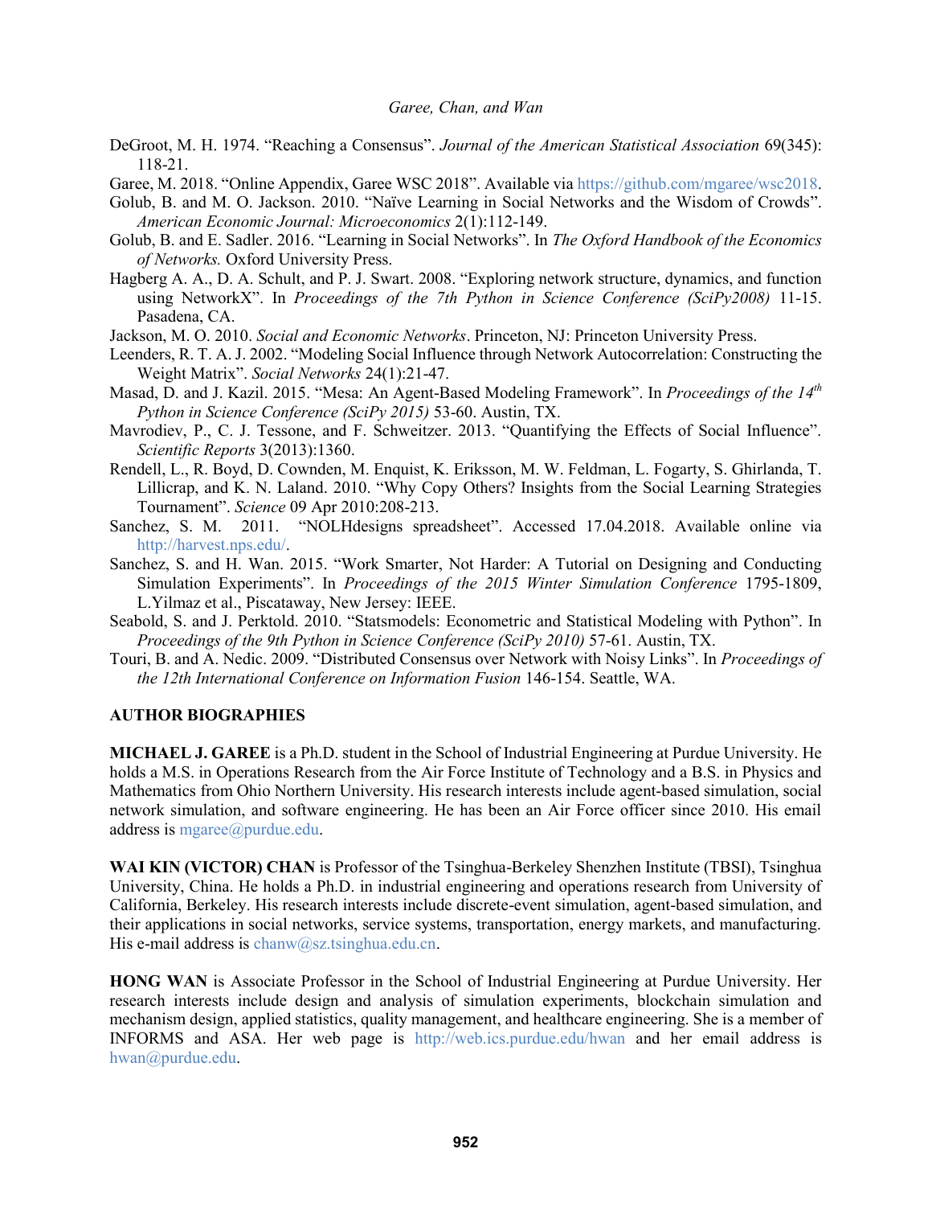DeGroot, M. H. 1974. "Reaching a Consensus". *Journal of the American Statistical Association* 69(345): 118-21.

Garee, M. 2018. "Online Appendix, Garee WSC 2018". Available via https://github.com/mgaree/wsc2018.

Golub, B. and M. O. Jackson. 2010. "Naïve Learning in Social Networks and the Wisdom of Crowds". *American Economic Journal: Microeconomics* 2(1):112-149.

Golub, B. and E. Sadler. 2016. "Learning in Social Networks". In *The Oxford Handbook of the Economics of Networks.* Oxford University Press.

Hagberg A. A., D. A. Schult, and P. J. Swart. 2008. "Exploring network structure, dynamics, and function using NetworkX". In *Proceedings of the 7th Python in Science Conference (SciPy2008)* 11-15. Pasadena, CA.

Jackson, M. O. 2010. *Social and Economic Networks*. Princeton, NJ: Princeton University Press.

Leenders, R. T. A. J. 2002. "Modeling Social Influence through Network Autocorrelation: Constructing the Weight Matrix". *Social Networks* 24(1):21-47.

Masad, D. and J. Kazil. 2015. "Mesa: An Agent-Based Modeling Framework". In *Proceedings of the 14th Python in Science Conference (SciPy 2015)* 53-60. Austin, TX.

Mavrodiev, P., C. J. Tessone, and F. Schweitzer. 2013. "Quantifying the Effects of Social Influence". *Scientific Reports* 3(2013):1360.

Rendell, L., R. Boyd, D. Cownden, M. Enquist, K. Eriksson, M. W. Feldman, L. Fogarty, S. Ghirlanda, T. Lillicrap, and K. N. Laland. 2010. "Why Copy Others? Insights from the Social Learning Strategies Tournament". *Science* 09 Apr 2010:208-213.

Sanchez, S. M. 2011. "NOLHdesigns spreadsheet". Accessed 17.04.2018. Available online via http://harvest.nps.edu/.

Sanchez, S. and H. Wan. 2015. "Work Smarter, Not Harder: A Tutorial on Designing and Conducting Simulation Experiments". In *Proceedings of the 2015 Winter Simulation Conference* 1795-1809, L.Yilmaz et al., Piscataway, New Jersey: IEEE.

Seabold, S. and J. Perktold. 2010. "Statsmodels: Econometric and Statistical Modeling with Python". In *Proceedings of the 9th Python in Science Conference (SciPy 2010)* 57-61. Austin, TX.

Touri, B. and A. Nedic. 2009. "Distributed Consensus over Network with Noisy Links". In *Proceedings of the 12th International Conference on Information Fusion* 146-154. Seattle, WA.

## AUTHOR BIOGRAPHIES

**MICHAEL J. GAREE** is a Ph.D. student in the School of Industrial Engineering at Purdue University. He holds a M.S. in Operations Research from the Air Force Institute of Technology and a B.S. in Physics and Mathematics from Ohio Northern University. His research interests include agent-based simulation, social network simulation, and software engineering. He has been an Air Force officer since 2010. His email address is mgaree@purdue.edu.

**WAI KIN (VICTOR) CHAN** is Professor of the Tsinghua-Berkeley Shenzhen Institute (TBSI), Tsinghua University, China. He holds a Ph.D. in industrial engineering and operations research from University of California, Berkeley. His research interests include discrete-event simulation, agent-based simulation, and their applications in social networks, service systems, transportation, energy markets, and manufacturing. His e-mail address is chanw@sz.tsinghua.edu.cn.

**HONG WAN** is Associate Professor in the School of Industrial Engineering at Purdue University. Her research interests include design and analysis of simulation experiments, blockchain simulation and mechanism design, applied statistics, quality management, and healthcare engineering. She is a member of INFORMS and ASA. Her web page is http://web.ics.purdue.edu/hwan and her email address is hwan@purdue.edu.